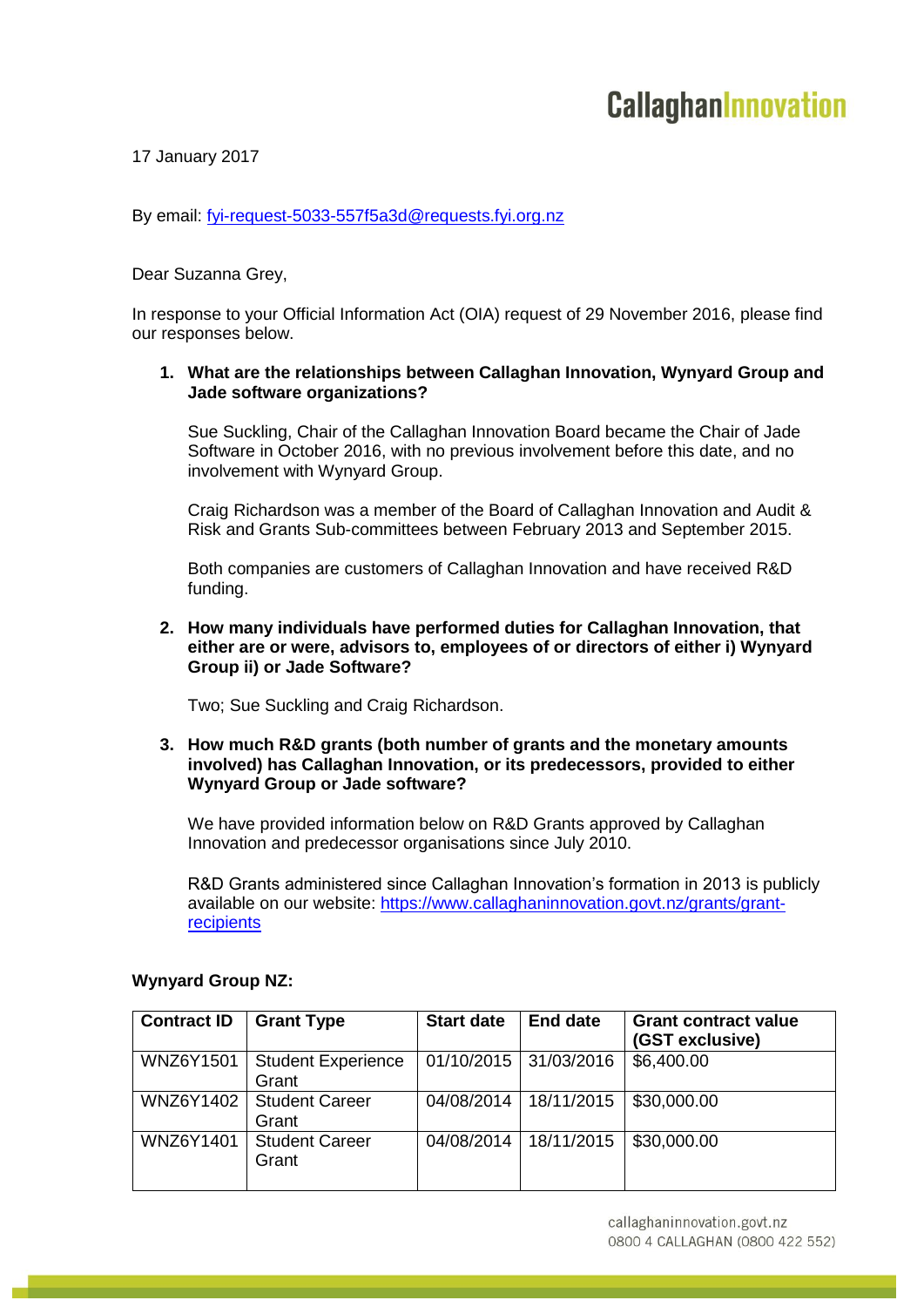17 January 2017

By email: fyi-request-5033-557f5a3d@requests.fyi.org.nz

Dear Suzanna Grey,

In response to your Official Information Act (OIA) request of 29 November 2016, please find our responses below.

1. **What are the relationships between Callaghan Innovation, Wynyard Group and Jade software organizations?**

   Sue Suckling, Chair of the Callaghan Innovation Board became the Chair of Jade Software in October 2016, with no previous involvement before this date, and no involvement with Wynyard Group.

   Craig Richardson was a member of the Board of Callaghan Innovation and Audit & Risk and Grants Sub-committees between February 2013 and September 2015.

   Both companies are customers of Callaghan Innovation and have received R&D funding.

2. **How many individuals have performed duties for Callaghan Innovation, that either are or were, advisors to, employees of or directors of either i) Wynyard Group ii) or Jade Software?**

   Two; Sue Suckling and Craig Richardson.

3. **How much R&D grants (both number of grants and the monetary amounts involved) has Callaghan Innovation, or its predecessors, provided to either Wynyard Group or Jade software?**

   We have provided information below on R&D Grants approved by Callaghan Innovation and predecessor organisations since July 2010.

   R&D Grants administered since Callaghan Innovation's formation in 2013 is publicly available on our website: https://www.callaghaninnovation.govt.nz/grants/grant-recipients

**Wynyard Group NZ:**

| Contract ID | Grant Type | Start date | End date | Grant contract value (GST exclusive) |
|---|---|---|---|---|
| WNZ6Y1501 | Student Experience Grant | 01/10/2015 | 31/03/2016 | $6,400.00 |
| WNZ6Y1402 | Student Career Grant | 04/08/2014 | 18/11/2015 | $30,000.00 |
| WNZ6Y1401 | Student Career Grant | 04/08/2014 | 18/11/2015 | $30,000.00 |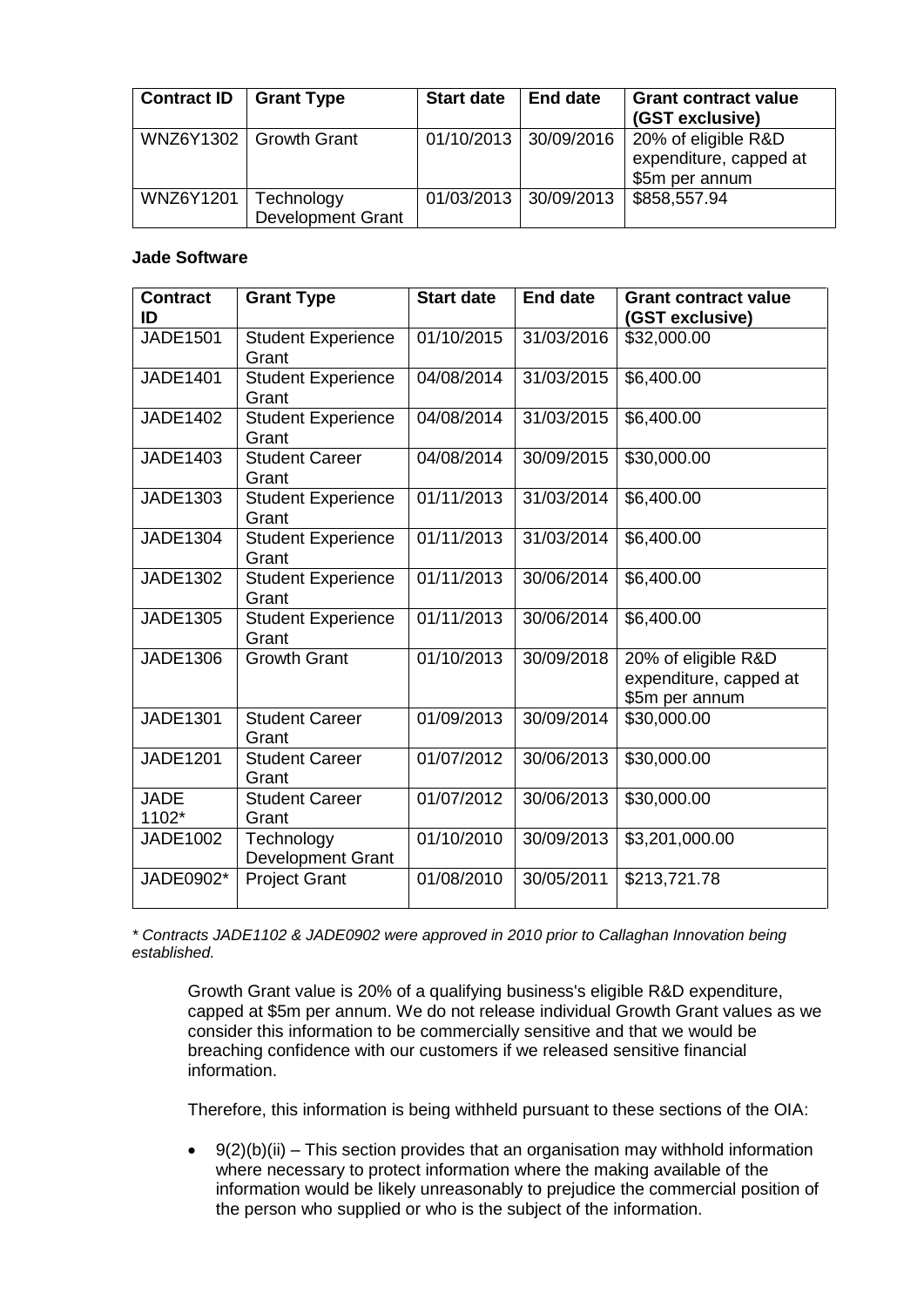| Contract ID | Grant Type | Start date | End date | Grant contract value (GST exclusive) |
|---|---|---|---|---|
| WNZ6Y1302 | Growth Grant | 01/10/2013 | 30/09/2016 | 20% of eligible R&D expenditure, capped at $5m per annum |
| WNZ6Y1201 | Technology Development Grant | 01/03/2013 | 30/09/2013 | $858,557.94 |

**Jade Software**

| Contract ID | Grant Type | Start date | End date | Grant contract value (GST exclusive) |
|---|---|---|---|---|
| JADE1501 | Student Experience Grant | 01/10/2015 | 31/03/2016 | $32,000.00 |
| JADE1401 | Student Experience Grant | 04/08/2014 | 31/03/2015 | $6,400.00 |
| JADE1402 | Student Experience Grant | 04/08/2014 | 31/03/2015 | $6,400.00 |
| JADE1403 | Student Career Grant | 04/08/2014 | 30/09/2015 | $30,000.00 |
| JADE1303 | Student Experience Grant | 01/11/2013 | 31/03/2014 | $6,400.00 |
| JADE1304 | Student Experience Grant | 01/11/2013 | 31/03/2014 | $6,400.00 |
| JADE1302 | Student Experience Grant | 01/11/2013 | 30/06/2014 | $6,400.00 |
| JADE1305 | Student Experience Grant | 01/11/2013 | 30/06/2014 | $6,400.00 |
| JADE1306 | Growth Grant | 01/10/2013 | 30/09/2018 | 20% of eligible R&D expenditure, capped at $5m per annum |
| JADE1301 | Student Career Grant | 01/09/2013 | 30/09/2014 | $30,000.00 |
| JADE1201 | Student Career Grant | 01/07/2012 | 30/06/2013 | $30,000.00 |
| JADE 1102* | Student Career Grant | 01/07/2012 | 30/06/2013 | $30,000.00 |
| JADE1002 | Technology Development Grant | 01/10/2010 | 30/09/2013 | $3,201,000.00 |
| JADE0902* | Project Grant | 01/08/2010 | 30/05/2011 | $213,721.78 |

*\* Contracts JADE1102 & JADE0902 were approved in 2010 prior to Callaghan Innovation being established.*

Growth Grant value is 20% of a qualifying business's eligible R&D expenditure, capped at $5m per annum. We do not release individual Growth Grant values as we consider this information to be commercially sensitive and that we would be breaching confidence with our customers if we released sensitive financial information.

Therefore, this information is being withheld pursuant to these sections of the OIA:

- 9(2)(b)(ii) – This section provides that an organisation may withhold information where necessary to protect information where the making available of the information would be likely unreasonably to prejudice the commercial position of the person who supplied or who is the subject of the information.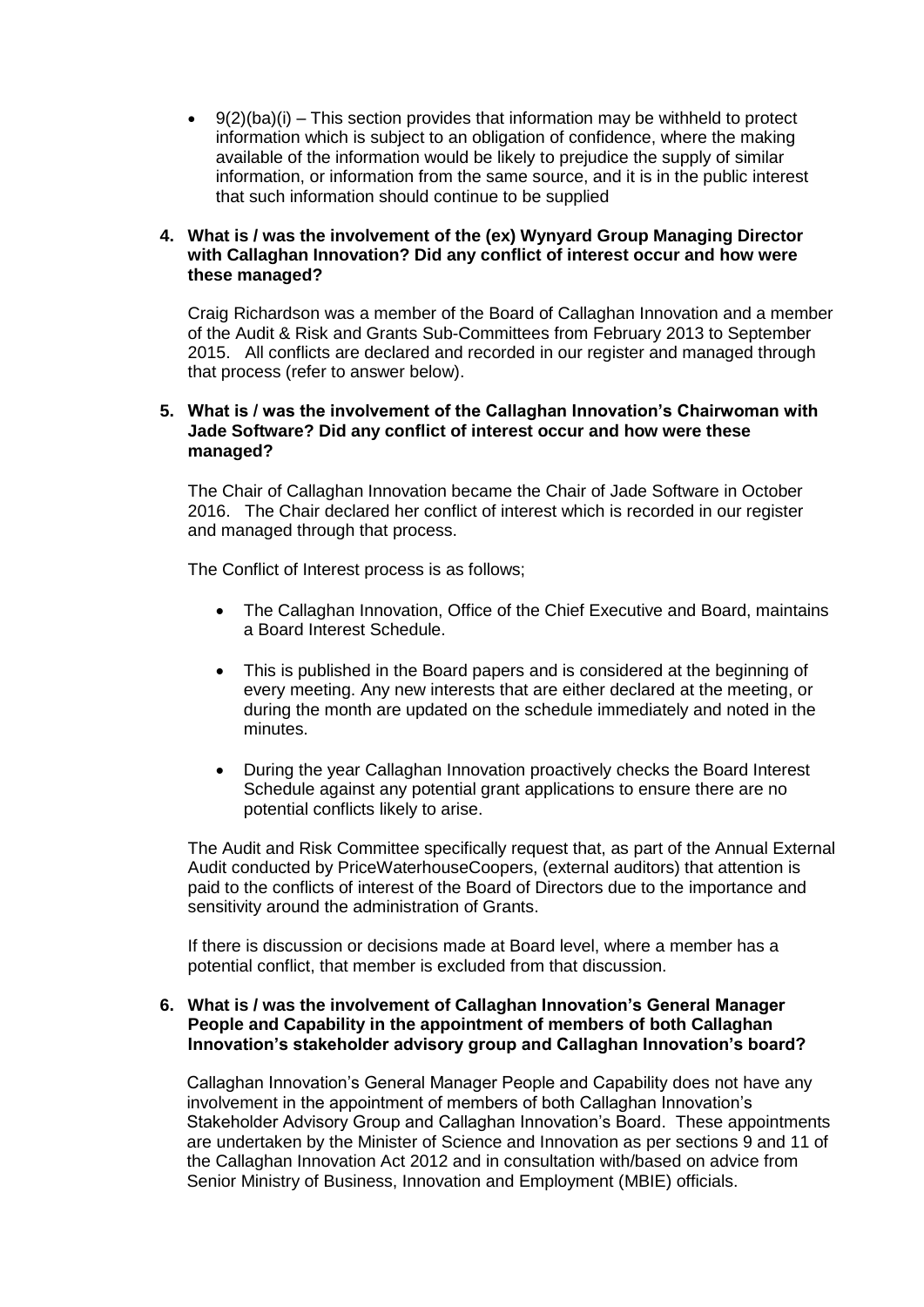- 9(2)(ba)(i) – This section provides that information may be withheld to protect information which is subject to an obligation of confidence, where the making available of the information would be likely to prejudice the supply of similar information, or information from the same source, and it is in the public interest that such information should continue to be supplied

**4. What is / was the involvement of the (ex) Wynyard Group Managing Director with Callaghan Innovation? Did any conflict of interest occur and how were these managed?**

Craig Richardson was a member of the Board of Callaghan Innovation and a member of the Audit & Risk and Grants Sub-Committees from February 2013 to September 2015. All conflicts are declared and recorded in our register and managed through that process (refer to answer below).

**5. What is / was the involvement of the Callaghan Innovation's Chairwoman with Jade Software? Did any conflict of interest occur and how were these managed?**

The Chair of Callaghan Innovation became the Chair of Jade Software in October 2016. The Chair declared her conflict of interest which is recorded in our register and managed through that process.

The Conflict of Interest process is as follows;

- The Callaghan Innovation, Office of the Chief Executive and Board, maintains a Board Interest Schedule.
- This is published in the Board papers and is considered at the beginning of every meeting. Any new interests that are either declared at the meeting, or during the month are updated on the schedule immediately and noted in the minutes.
- During the year Callaghan Innovation proactively checks the Board Interest Schedule against any potential grant applications to ensure there are no potential conflicts likely to arise.

The Audit and Risk Committee specifically request that, as part of the Annual External Audit conducted by PriceWaterhouseCoopers, (external auditors) that attention is paid to the conflicts of interest of the Board of Directors due to the importance and sensitivity around the administration of Grants.

If there is discussion or decisions made at Board level, where a member has a potential conflict, that member is excluded from that discussion.

**6. What is / was the involvement of Callaghan Innovation's General Manager People and Capability in the appointment of members of both Callaghan Innovation's stakeholder advisory group and Callaghan Innovation's board?**

Callaghan Innovation's General Manager People and Capability does not have any involvement in the appointment of members of both Callaghan Innovation's Stakeholder Advisory Group and Callaghan Innovation's Board. These appointments are undertaken by the Minister of Science and Innovation as per sections 9 and 11 of the Callaghan Innovation Act 2012 and in consultation with/based on advice from Senior Ministry of Business, Innovation and Employment (MBIE) officials.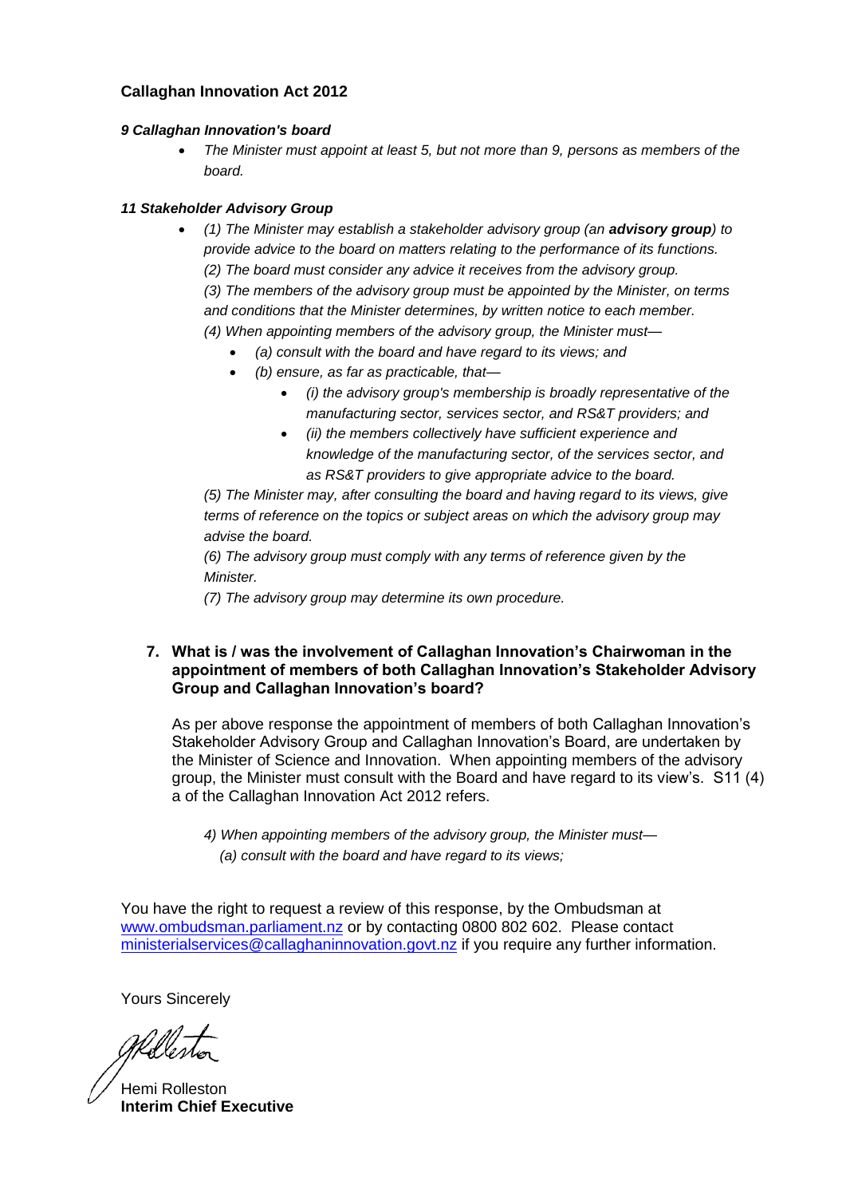**Callaghan Innovation Act 2012**

***9 Callaghan Innovation's board***

- *The Minister must appoint at least 5, but not more than 9, persons as members of the board.*

***11 Stakeholder Advisory Group***

- *(1) The Minister may establish a stakeholder advisory group (an **advisory group**) to provide advice to the board on matters relating to the performance of its functions.*
  *(2) The board must consider any advice it receives from the advisory group.*
  *(3) The members of the advisory group must be appointed by the Minister, on terms and conditions that the Minister determines, by written notice to each member.*
  *(4) When appointing members of the advisory group, the Minister must—*
  - *(a) consult with the board and have regard to its views; and*
  - *(b) ensure, as far as practicable, that—*
    - *(i) the advisory group's membership is broadly representative of the manufacturing sector, services sector, and RS&T providers; and*
    - *(ii) the members collectively have sufficient experience and knowledge of the manufacturing sector, of the services sector, and as RS&T providers to give appropriate advice to the board.*

  *(5) The Minister may, after consulting the board and having regard to its views, give terms of reference on the topics or subject areas on which the advisory group may advise the board.*
  *(6) The advisory group must comply with any terms of reference given by the Minister.*
  *(7) The advisory group may determine its own procedure.*

7. **What is / was the involvement of Callaghan Innovation's Chairwoman in the appointment of members of both Callaghan Innovation's Stakeholder Advisory Group and Callaghan Innovation's board?**

   As per above response the appointment of members of both Callaghan Innovation's Stakeholder Advisory Group and Callaghan Innovation's Board, are undertaken by the Minister of Science and Innovation. When appointing members of the advisory group, the Minister must consult with the Board and have regard to its view's. S11 (4) a of the Callaghan Innovation Act 2012 refers.

   *4) When appointing members of the advisory group, the Minister must—*
   *(a) consult with the board and have regard to its views;*

You have the right to request a review of this response, by the Ombudsman at www.ombudsman.parliament.nz or by contacting 0800 802 602. Please contact ministerialservices@callaghaninnovation.govt.nz if you require any further information.

Yours Sincerely

Hemi Rolleston
**Interim Chief Executive**